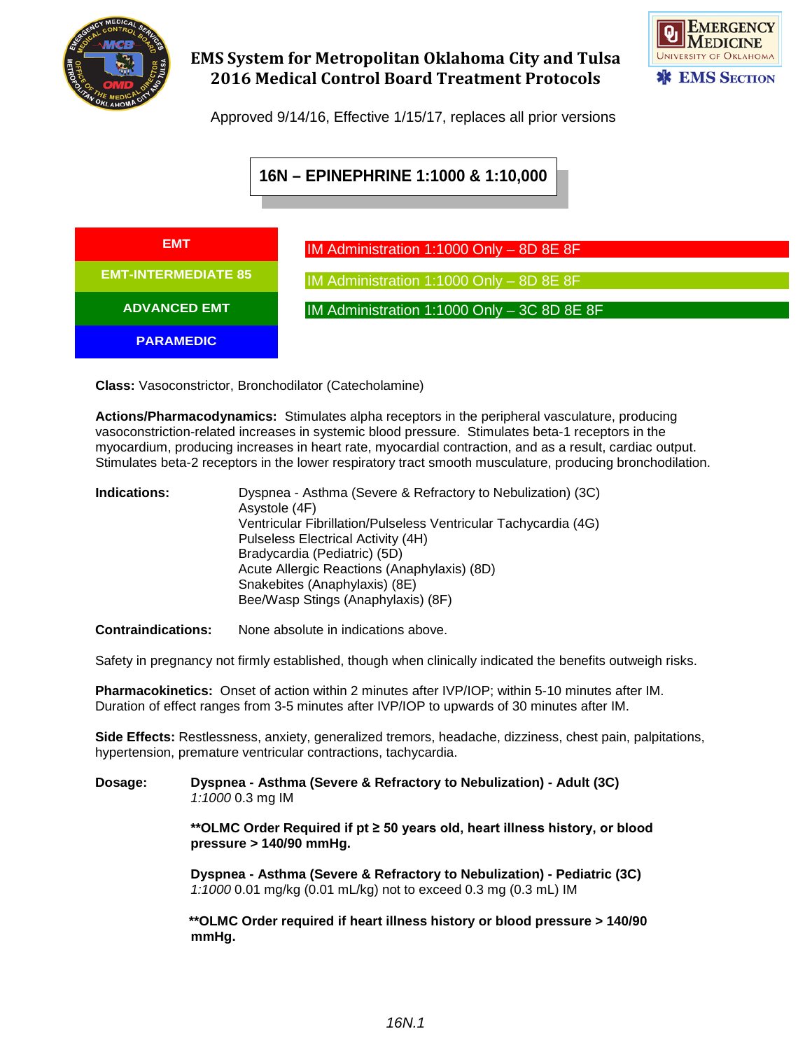# EMS System for Metropolitan Oklahoma City and Tulsa 2016 Medical Control Board Treatment Protocols

Approved 9/14/16, Effective 1/15/17, replaces all prior versions

## 16N – EPINEPHRINE 1:1000 & 1:10,000

| | |
|---|---|
| EMT | IM Administration 1:1000 Only – 8D 8E 8F |
| EMT-INTERMEDIATE 85 | IM Administration 1:1000 Only – 8D 8E 8F |
| ADVANCED EMT | IM Administration 1:1000 Only – 3C 8D 8E 8F |
| PARAMEDIC | |

**Class:** Vasoconstrictor, Bronchodilator (Catecholamine)

**Actions/Pharmacodynamics:** Stimulates alpha receptors in the peripheral vasculature, producing vasoconstriction-related increases in systemic blood pressure. Stimulates beta-1 receptors in the myocardium, producing increases in heart rate, myocardial contraction, and as a result, cardiac output. Stimulates beta-2 receptors in the lower respiratory tract smooth musculature, producing bronchodilation.

**Indications:**
- Dyspnea - Asthma (Severe & Refractory to Nebulization) (3C)
- Asystole (4F)
- Ventricular Fibrillation/Pulseless Ventricular Tachycardia (4G)
- Pulseless Electrical Activity (4H)
- Bradycardia (Pediatric) (5D)
- Acute Allergic Reactions (Anaphylaxis) (8D)
- Snakebites (Anaphylaxis) (8E)
- Bee/Wasp Stings (Anaphylaxis) (8F)

**Contraindications:** None absolute in indications above.

Safety in pregnancy not firmly established, though when clinically indicated the benefits outweigh risks.

**Pharmacokinetics:** Onset of action within 2 minutes after IVP/IOP; within 5-10 minutes after IM. Duration of effect ranges from 3-5 minutes after IVP/IOP to upwards of 30 minutes after IM.

**Side Effects:** Restlessness, anxiety, generalized tremors, headache, dizziness, chest pain, palpitations, hypertension, premature ventricular contractions, tachycardia.

**Dosage:**

**Dyspnea - Asthma (Severe & Refractory to Nebulization) - Adult (3C)**
*1:1000* 0.3 mg IM

**\*\*OLMC Order Required if pt ≥ 50 years old, heart illness history, or blood pressure > 140/90 mmHg.**

**Dyspnea - Asthma (Severe & Refractory to Nebulization) - Pediatric (3C)**
*1:1000* 0.01 mg/kg (0.01 mL/kg) not to exceed 0.3 mg (0.3 mL) IM

**\*\*OLMC Order required if heart illness history or blood pressure > 140/90 mmHg.**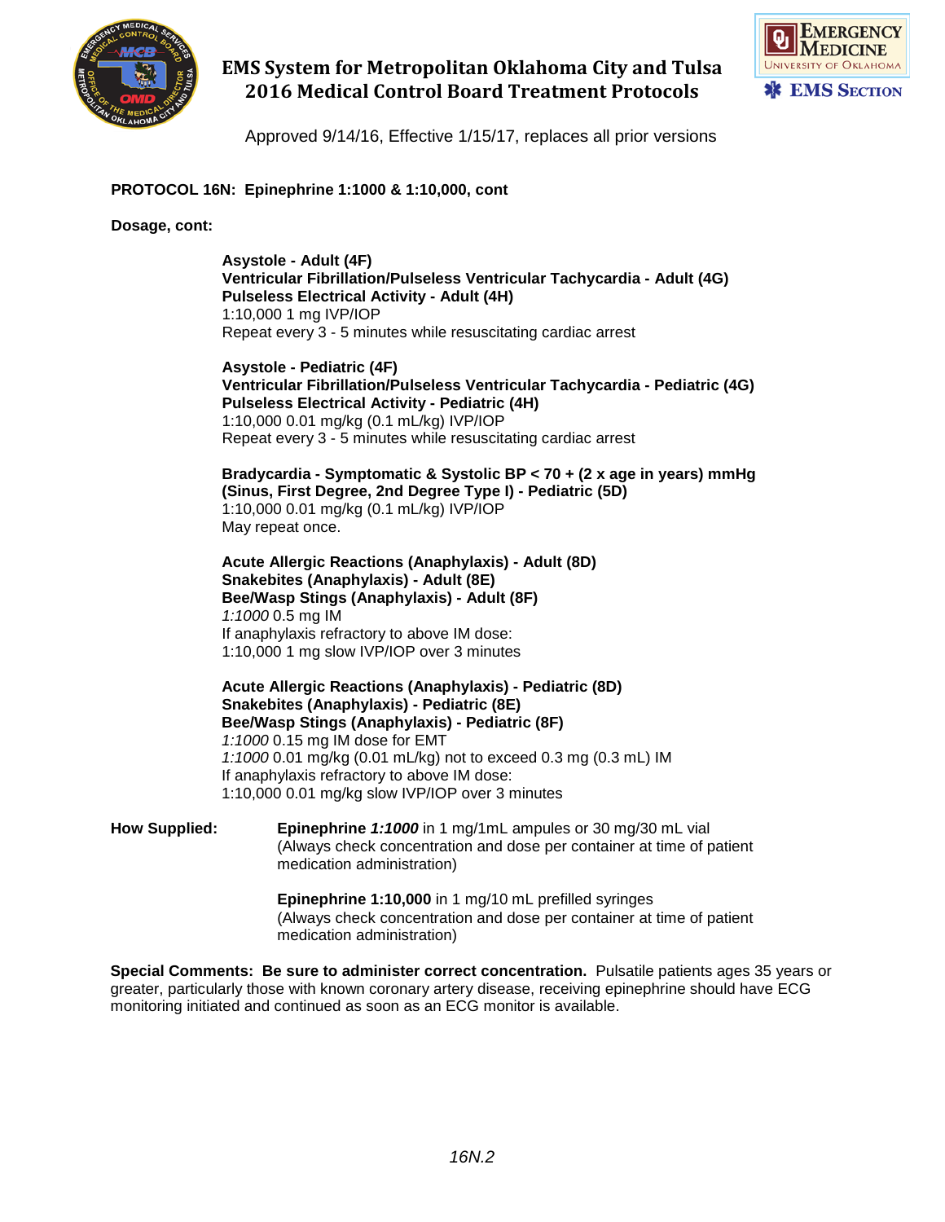**PROTOCOL 16N: Epinephrine 1:1000 & 1:10,000, cont**

**Dosage, cont:**

**Asystole - Adult (4F)**
**Ventricular Fibrillation/Pulseless Ventricular Tachycardia - Adult (4G)**
**Pulseless Electrical Activity - Adult (4H)**
1:10,000 1 mg IVP/IOP
Repeat every 3 - 5 minutes while resuscitating cardiac arrest

**Asystole - Pediatric (4F)**
**Ventricular Fibrillation/Pulseless Ventricular Tachycardia - Pediatric (4G)**
**Pulseless Electrical Activity - Pediatric (4H)**
1:10,000 0.01 mg/kg (0.1 mL/kg) IVP/IOP
Repeat every 3 - 5 minutes while resuscitating cardiac arrest

**Bradycardia - Symptomatic & Systolic BP < 70 + (2 x age in years) mmHg (Sinus, First Degree, 2nd Degree Type I) - Pediatric (5D)**
1:10,000 0.01 mg/kg (0.1 mL/kg) IVP/IOP
May repeat once.

**Acute Allergic Reactions (Anaphylaxis) - Adult (8D)**
**Snakebites (Anaphylaxis) - Adult (8E)**
**Bee/Wasp Stings (Anaphylaxis) - Adult (8F)**
*1:1000* 0.5 mg IM
If anaphylaxis refractory to above IM dose:
1:10,000 1 mg slow IVP/IOP over 3 minutes

**Acute Allergic Reactions (Anaphylaxis) - Pediatric (8D)**
**Snakebites (Anaphylaxis) - Pediatric (8E)**
**Bee/Wasp Stings (Anaphylaxis) - Pediatric (8F)**
*1:1000* 0.15 mg IM dose for EMT
*1:1000* 0.01 mg/kg (0.01 mL/kg) not to exceed 0.3 mg (0.3 mL) IM
If anaphylaxis refractory to above IM dose:
1:10,000 0.01 mg/kg slow IVP/IOP over 3 minutes

**How Supplied:**

**Epinephrine *1:1000*** in 1 mg/1mL ampules or 30 mg/30 mL vial
(Always check concentration and dose per container at time of patient medication administration)

**Epinephrine 1:10,000** in 1 mg/10 mL prefilled syringes
(Always check concentration and dose per container at time of patient medication administration)

**Special Comments: Be sure to administer correct concentration.** Pulsatile patients ages 35 years or greater, particularly those with known coronary artery disease, receiving epinephrine should have ECG monitoring initiated and continued as soon as an ECG monitor is available.